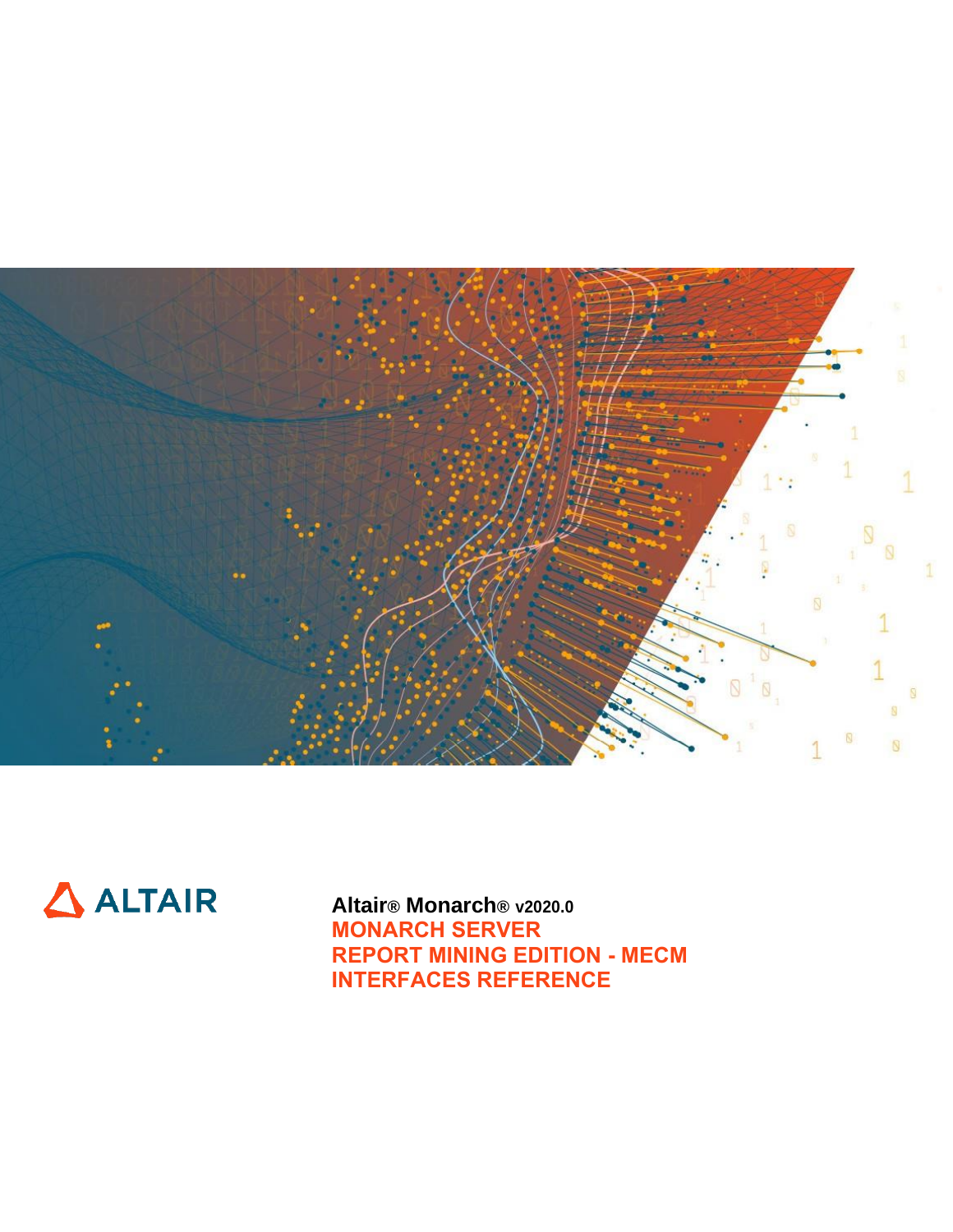ALTAIR

**Altair® Monarch® v2020.0**

**MONARCH SERVER**

**REPORT MINING EDITION - MECM**

**INTERFACES REFERENCE**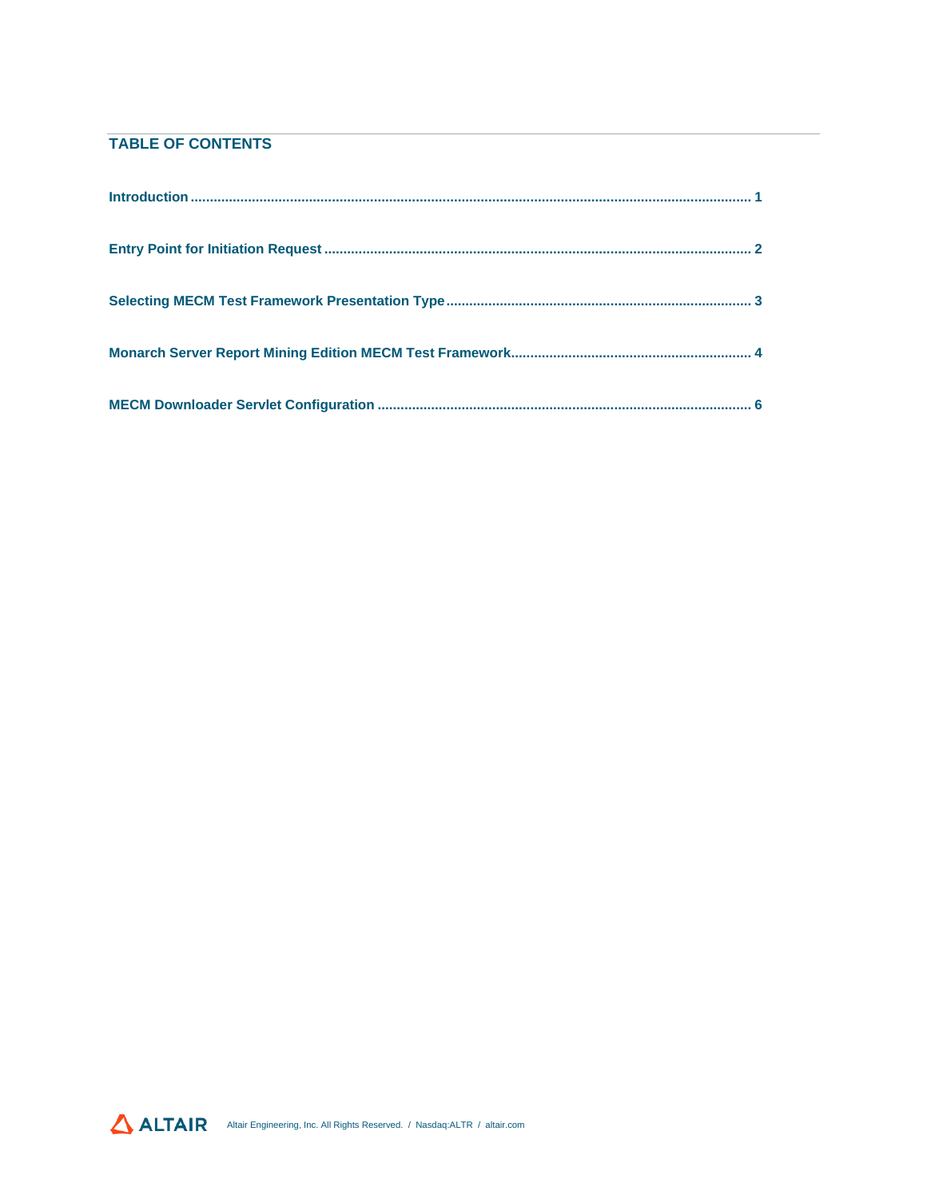## TABLE OF CONTENTS

**Introduction** .................................................................................................................................................. 1

**Entry Point for Initiation Request** ............................................................................................................... 2

**Selecting MECM Test Framework Presentation Type** ................................................................................ 3

**Monarch Server Report Mining Edition MECM Test Framework** ............................................................... 4

**MECM Downloader Servlet Configuration** .................................................................................................. 6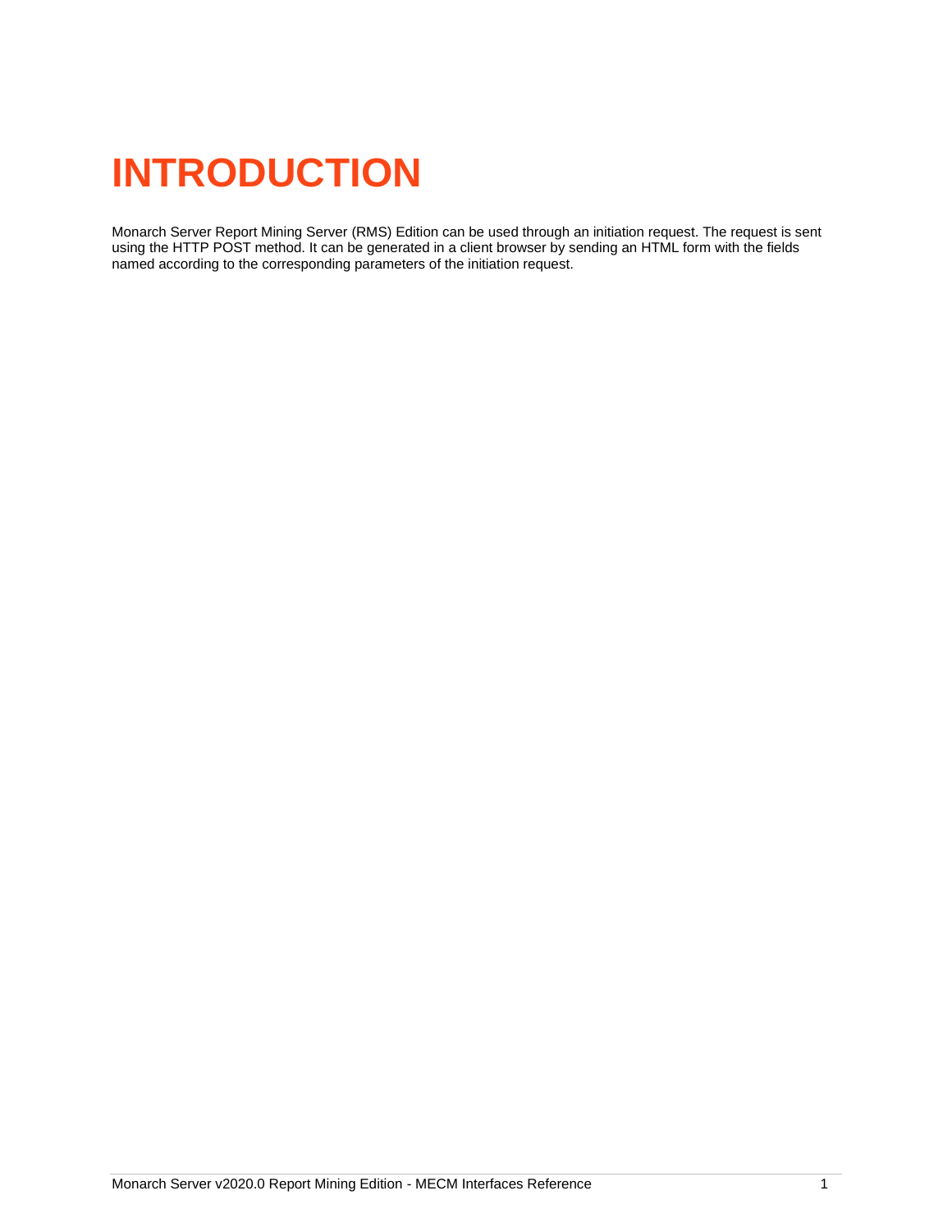# INTRODUCTION

Monarch Server Report Mining Server (RMS) Edition can be used through an initiation request. The request is sent using the HTTP POST method. It can be generated in a client browser by sending an HTML form with the fields named according to the corresponding parameters of the initiation request.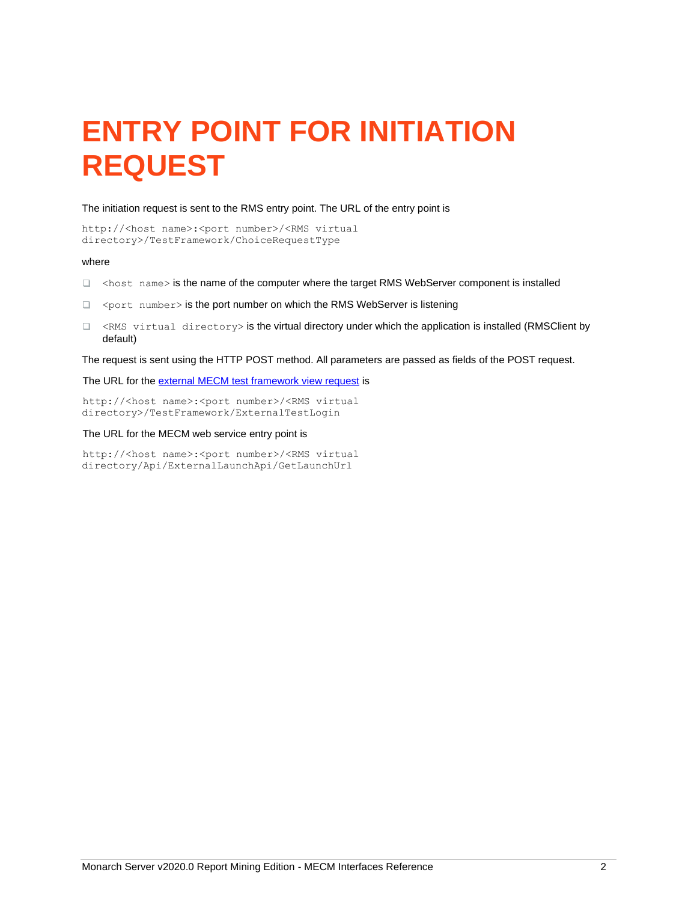# ENTRY POINT FOR INITIATION REQUEST

The initiation request is sent to the RMS entry point. The URL of the entry point is

```
http://<host name>:<port number>/<RMS virtual
directory>/TestFramework/ChoiceRequestType
```

where

- `<host name>` is the name of the computer where the target RMS WebServer component is installed
- `<port number>` is the port number on which the RMS WebServer is listening
- `<RMS virtual directory>` is the virtual directory under which the application is installed (RMSClient by default)

The request is sent using the HTTP POST method. All parameters are passed as fields of the POST request.

The URL for the external MECM test framework view request is

```
http://<host name>:<port number>/<RMS virtual
directory>/TestFramework/ExternalTestLogin
```

The URL for the MECM web service entry point is

```
http://<host name>:<port number>/<RMS virtual
directory/Api/ExternalLaunchApi/GetLaunchUrl
```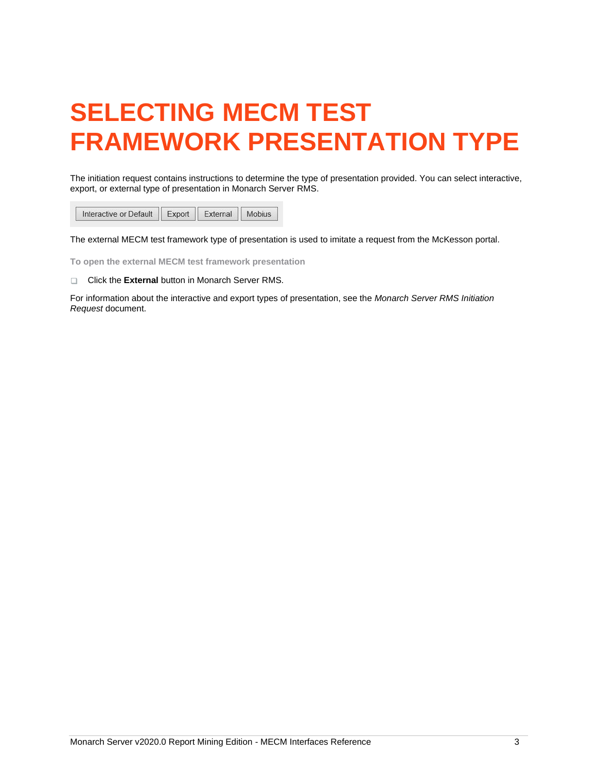# SELECTING MECM TEST FRAMEWORK PRESENTATION TYPE

The initiation request contains instructions to determine the type of presentation provided. You can select interactive, export, or external type of presentation in Monarch Server RMS.

Interactive or Default | Export | External | Mobius

The external MECM test framework type of presentation is used to imitate a request from the McKesson portal.

**To open the external MECM test framework presentation**

- Click the **External** button in Monarch Server RMS.

For information about the interactive and export types of presentation, see the *Monarch Server RMS Initiation Request* document.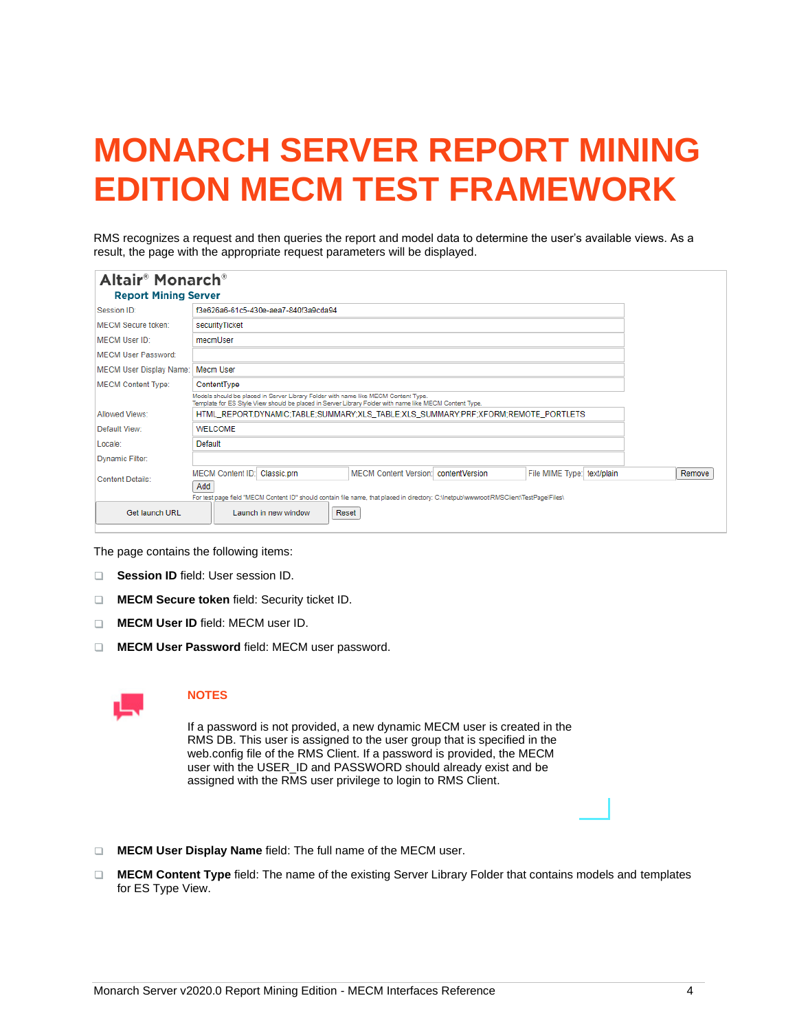# MONARCH SERVER REPORT MINING EDITION MECM TEST FRAMEWORK

RMS recognizes a request and then queries the report and model data to determine the user's available views. As a result, the page with the appropriate request parameters will be displayed.

The page contains the following items:

- **Session ID** field: User session ID.
- **MECM Secure token** field: Security ticket ID.
- **MECM User ID** field: MECM user ID.
- **MECM User Password** field: MECM user password.

**NOTES**

If a password is not provided, a new dynamic MECM user is created in the RMS DB. This user is assigned to the user group that is specified in the web.config file of the RMS Client. If a password is provided, the MECM user with the USER_ID and PASSWORD should already exist and be assigned with the RMS user privilege to login to RMS Client.

- **MECM User Display Name** field: The full name of the MECM user.
- **MECM Content Type** field: The name of the existing Server Library Folder that contains models and templates for ES Type View.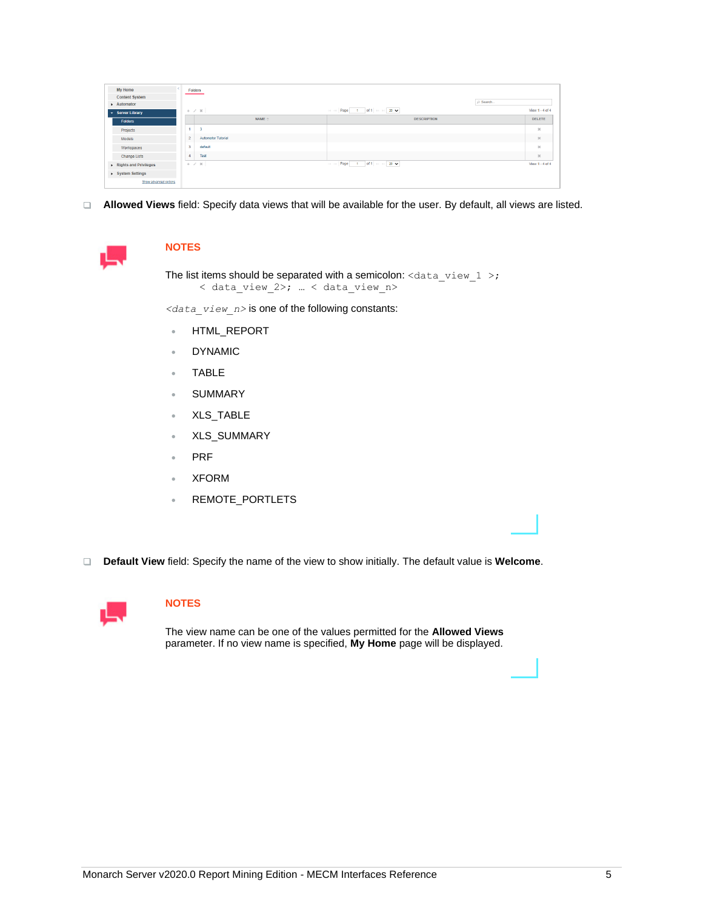- **Allowed Views** field: Specify data views that will be available for the user. By default, all views are listed.

**NOTES**

The list items should be separated with a semicolon: `<data_view_1 >; < data_view_2>; … < data_view_n>`

*`<data_view_n>`* is one of the following constants:

- HTML_REPORT
- DYNAMIC
- TABLE
- SUMMARY
- XLS_TABLE
- XLS_SUMMARY
- PRF
- XFORM
- REMOTE_PORTLETS

- **Default View** field: Specify the name of the view to show initially. The default value is **Welcome**.

**NOTES**

The view name can be one of the values permitted for the **Allowed Views** parameter. If no view name is specified, **My Home** page will be displayed.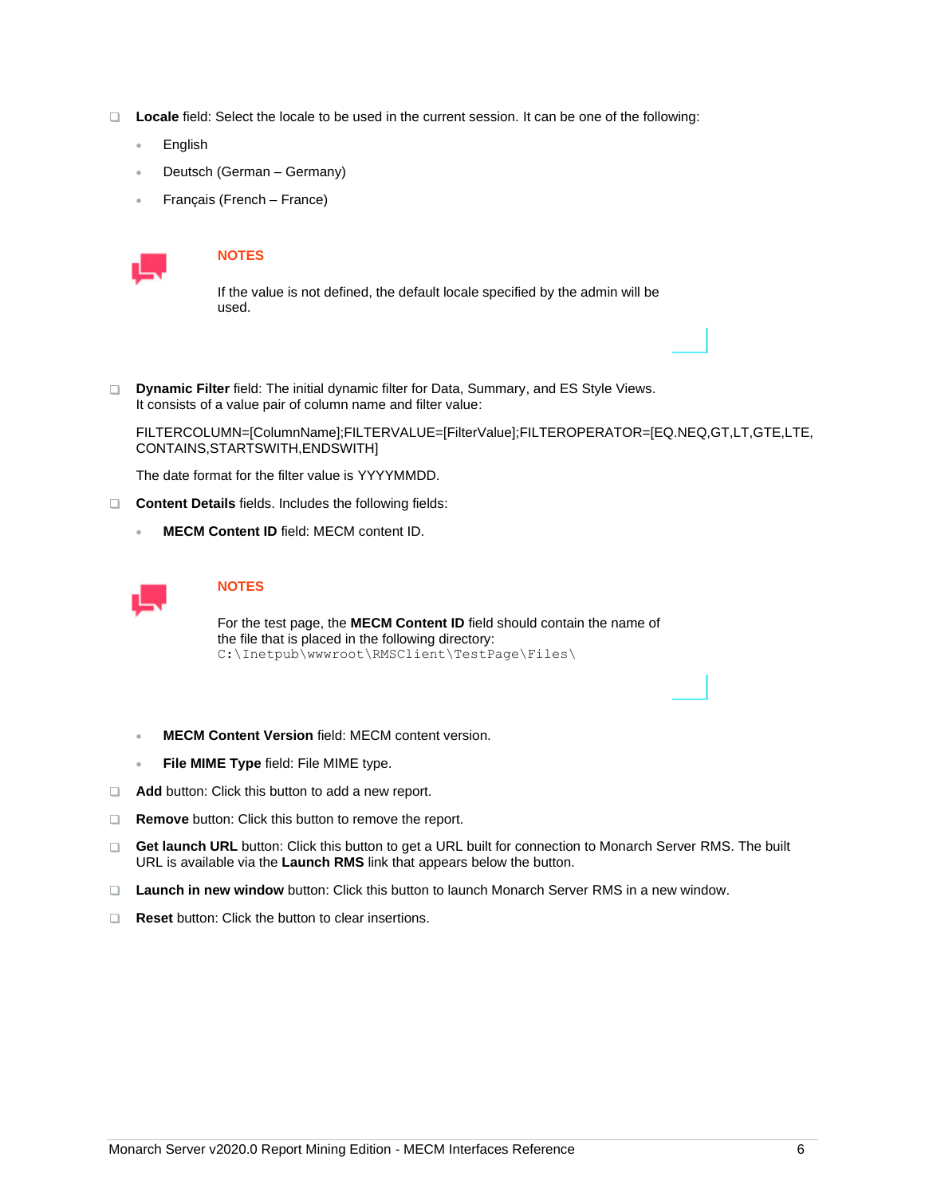- **Locale** field: Select the locale to be used in the current session. It can be one of the following:
  - English
  - Deutsch (German – Germany)
  - Français (French – France)

> **NOTES**
>
> If the value is not defined, the default locale specified by the admin will be used.

- **Dynamic Filter** field: The initial dynamic filter for Data, Summary, and ES Style Views. It consists of a value pair of column name and filter value:

  FILTERCOLUMN=[ColumnName];FILTERVALUE=[FilterValue];FILTEROPERATOR=[EQ.NEQ,GT,LT,GTE,LTE,CONTAINS,STARTSWITH,ENDSWITH]

  The date format for the filter value is YYYYMMDD.

- **Content Details** fields. Includes the following fields:
  - **MECM Content ID** field: MECM content ID.

> **NOTES**
>
> For the test page, the **MECM Content ID** field should contain the name of the file that is placed in the following directory:
> `C:\Inetpub\wwwroot\RMSClient\TestPage\Files\`

  - **MECM Content Version** field: MECM content version.
  - **File MIME Type** field: File MIME type.

- **Add** button: Click this button to add a new report.
- **Remove** button: Click this button to remove the report.
- **Get launch URL** button: Click this button to get a URL built for connection to Monarch Server RMS. The built URL is available via the **Launch RMS** link that appears below the button.
- **Launch in new window** button: Click this button to launch Monarch Server RMS in a new window.
- **Reset** button: Click the button to clear insertions.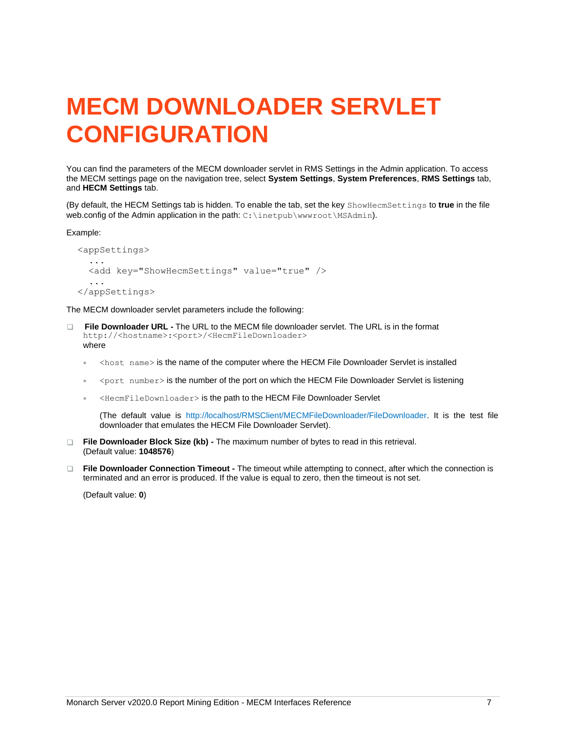# MECM DOWNLOADER SERVLET CONFIGURATION

You can find the parameters of the MECM downloader servlet in RMS Settings in the Admin application. To access the MECM settings page on the navigation tree, select **System Settings**, **System Preferences**, **RMS Settings** tab, and **HECM Settings** tab.

(By default, the HECM Settings tab is hidden. To enable the tab, set the key `ShowHecmSettings` to **true** in the file web.config of the Admin application in the path: `C:\inetpub\wwwroot\MSAdmin`).

Example:

```
<appSettings>
  ...
  <add key="ShowHecmSettings" value="true" />
  ...
</appSettings>
```

The MECM downloader servlet parameters include the following:

- **File Downloader URL -** The URL to the MECM file downloader servlet. The URL is in the format `http://<hostname>:<port>/<HecmFileDownloader>` where

  - `<host name>` is the name of the computer where the HECM File Downloader Servlet is installed
  - `<port number>` is the number of the port on which the HECM File Downloader Servlet is listening
  - `<HecmFileDownloader>` is the path to the HECM File Downloader Servlet

    (The default value is http://localhost/RMSClient/MECMFileDownloader/FileDownloader. It is the test file downloader that emulates the HECM File Downloader Servlet).

- **File Downloader Block Size (kb) -** The maximum number of bytes to read in this retrieval. (Default value: **1048576**)

- **File Downloader Connection Timeout -** The timeout while attempting to connect, after which the connection is terminated and an error is produced. If the value is equal to zero, then the timeout is not set.

  (Default value: **0**)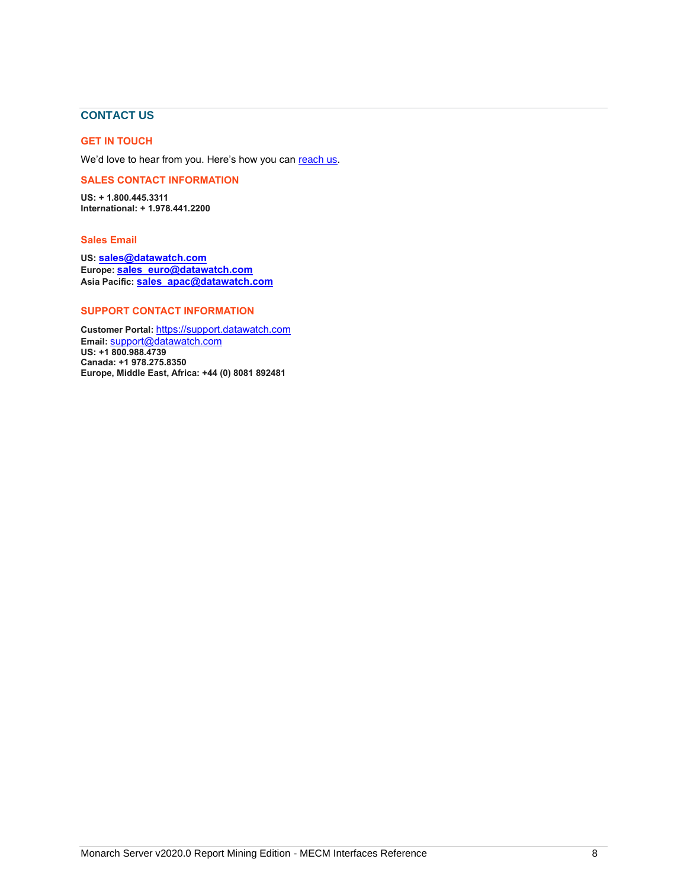## CONTACT US

### GET IN TOUCH

We'd love to hear from you. Here's how you can reach us.

### SALES CONTACT INFORMATION

**US: + 1.800.445.3311**
**International: + 1.978.441.2200**

### Sales Email

**US: sales@datawatch.com**
**Europe: sales_euro@datawatch.com**
**Asia Pacific: sales_apac@datawatch.com**

### SUPPORT CONTACT INFORMATION

**Customer Portal:** https://support.datawatch.com
**Email:** support@datawatch.com
**US: +1 800.988.4739**
**Canada: +1 978.275.8350**
**Europe, Middle East, Africa: +44 (0) 8081 892481**